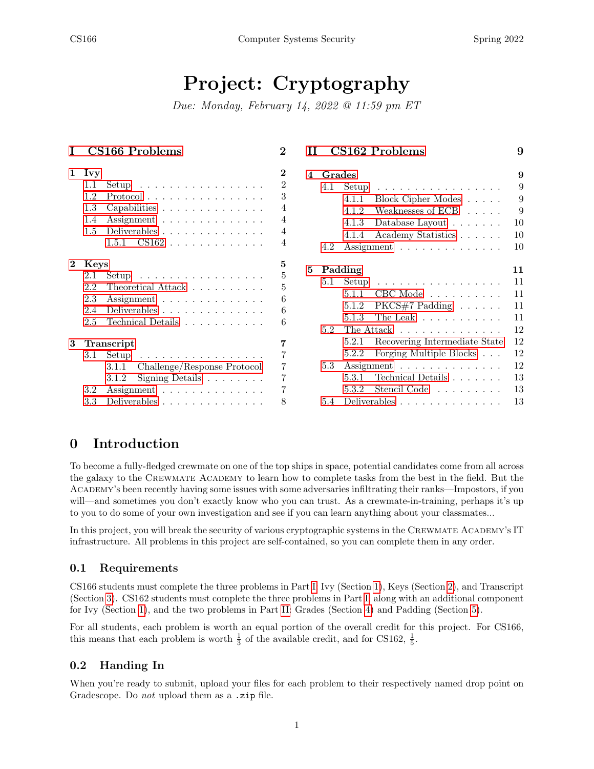# Project: Cryptography

*Due: Monday, February 14, 2022 @ 11:59 pm ET*

**I CS166 Problems** — 2

**1 Ivy** — 2
- 1.1 Setup — 2
- 1.2 Protocol — 3
- 1.3 Capabilities — 4
- 1.4 Assignment — 4
- 1.5 Deliverables — 4
  - 1.5.1 CS162 — 4

**2 Keys** — 5
- 2.1 Setup — 5
- 2.2 Theoretical Attack — 5
- 2.3 Assignment — 6
- 2.4 Deliverables — 6
- 2.5 Technical Details — 6

**3 Transcript** — 7
- 3.1 Setup — 7
  - 3.1.1 Challenge/Response Protocol — 7
  - 3.1.2 Signing Details — 7
- 3.2 Assignment — 7
- 3.3 Deliverables — 8

**II CS162 Problems** — 9

**4 Grades** — 9
- 4.1 Setup — 9
  - 4.1.1 Block Cipher Modes — 9
  - 4.1.2 Weaknesses of ECB — 9
  - 4.1.3 Database Layout — 10
  - 4.1.4 Academy Statistics — 10
- 4.2 Assignment — 10

**5 Padding** — 11
- 5.1 Setup — 11
  - 5.1.1 CBC Mode — 11
  - 5.1.2 PKCS#7 Padding — 11
  - 5.1.3 The Leak — 11
- 5.2 The Attack — 12
  - 5.2.1 Recovering Intermediate State — 12
  - 5.2.2 Forging Multiple Blocks — 12
- 5.3 Assignment — 12
  - 5.3.1 Technical Details — 13
  - 5.3.2 Stencil Code — 13
- 5.4 Deliverables — 13

## 0 Introduction

To become a fully-fledged crewmate on one of the top ships in space, potential candidates come from all across the galaxy to the Crewmate Academy to learn how to complete tasks from the best in the field. But the Academy's been recently having some issues with some adversaries infiltrating their ranks—Impostors, if you will—and sometimes you don't exactly know who you can trust. As a crewmate-in-training, perhaps it's up to you to do some of your own investigation and see if you can learn anything about your classmates...

In this project, you will break the security of various cryptographic systems in the Crewmate Academy's IT infrastructure. All problems in this project are self-contained, so you can complete them in any order.

### 0.1 Requirements

CS166 students must complete the three problems in Part I: Ivy (Section 1), Keys (Section 2), and Transcript (Section 3). CS162 students must complete the three problems in Part I, along with an additional component for Ivy (Section 1), and the two problems in Part II: Grades (Section 4) and Padding (Section 5).

For all students, each problem is worth an equal portion of the overall credit for this project. For CS166, this means that each problem is worth $\frac{1}{3}$ of the available credit, and for CS162, $\frac{1}{5}$.

### 0.2 Handing In

When you're ready to submit, upload your files for each problem to their respectively named drop point on Gradescope. Do *not* upload them as a `.zip` file.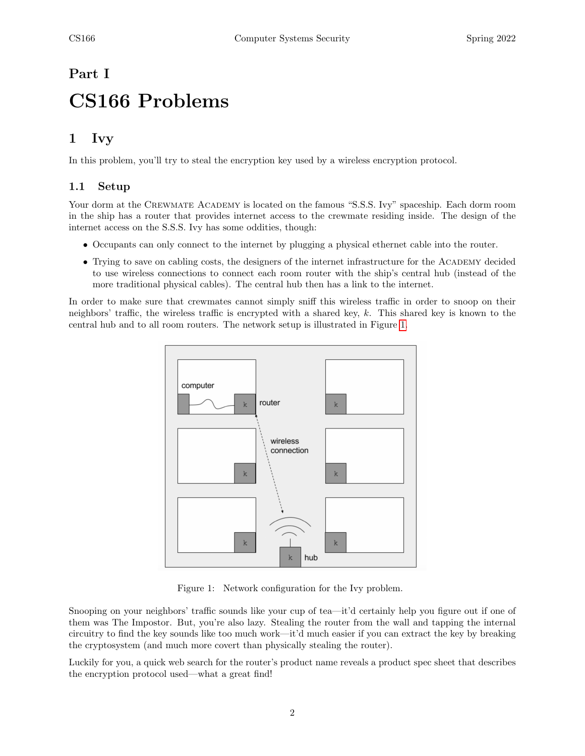# Part I

# CS166 Problems

## 1 Ivy

In this problem, you'll try to steal the encryption key used by a wireless encryption protocol.

### 1.1 Setup

Your dorm at the Crewmate Academy is located on the famous "S.S.S. Ivy" spaceship. Each dorm room in the ship has a router that provides internet access to the crewmate residing inside. The design of the internet access on the S.S.S. Ivy has some oddities, though:

- Occupants can only connect to the internet by plugging a physical ethernet cable into the router.
- Trying to save on cabling costs, the designers of the internet infrastructure for the Academy decided to use wireless connections to connect each room router with the ship's central hub (instead of the more traditional physical cables). The central hub then has a link to the internet.

In order to make sure that crewmates cannot simply sniff this wireless traffic in order to snoop on their neighbors' traffic, the wireless traffic is encrypted with a shared key, $k$. This shared key is known to the central hub and to all room routers. The network setup is illustrated in Figure 1.

Figure 1: Network configuration for the Ivy problem.

Snooping on your neighbors' traffic sounds like your cup of tea—it'd certainly help you figure out if one of them was The Impostor. But, you're also lazy. Stealing the router from the wall and tapping the internal circuitry to find the key sounds like too much work—it'd much easier if you can extract the key by breaking the cryptosystem (and much more covert than physically stealing the router).

Luckily for you, a quick web search for the router's product name reveals a product spec sheet that describes the encryption protocol used—what a great find!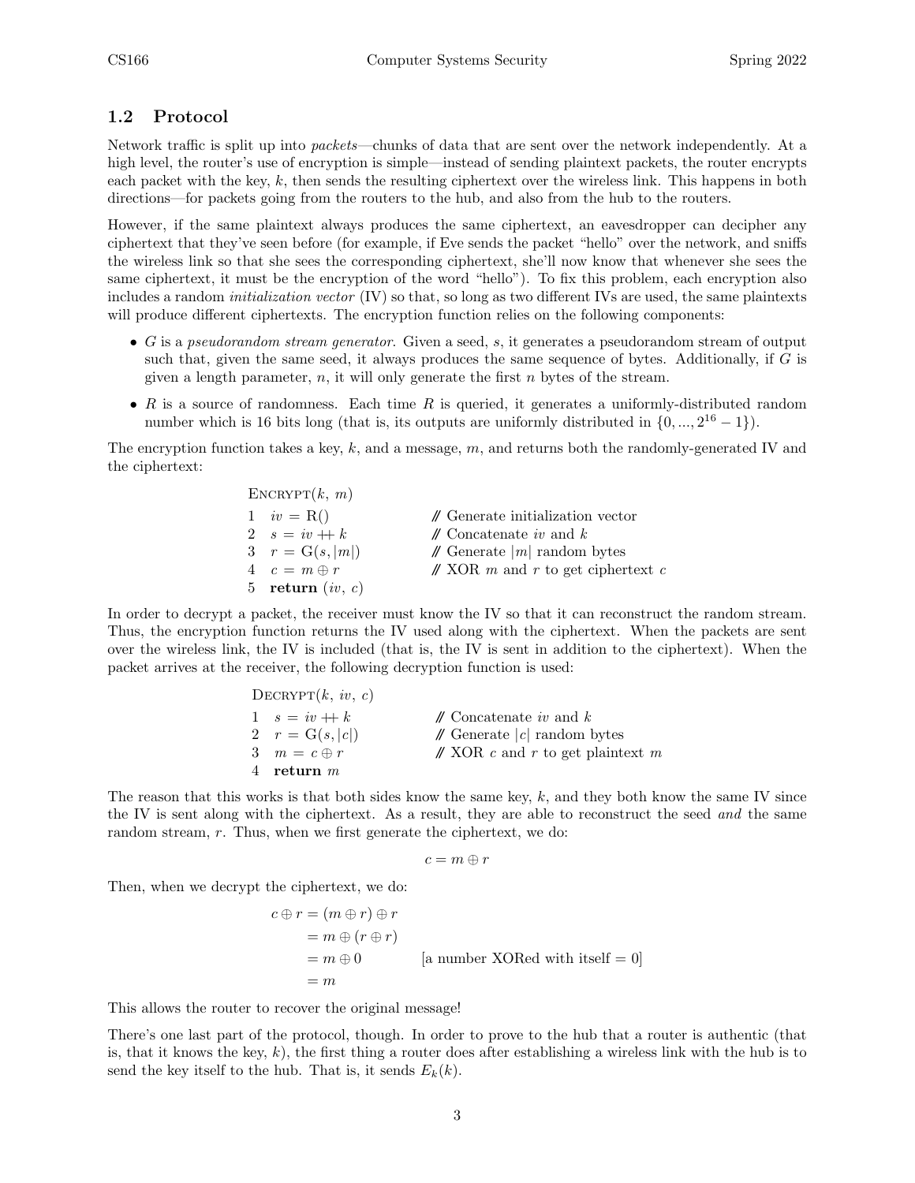## 1.2 Protocol

Network traffic is split up into *packets*—chunks of data that are sent over the network independently. At a high level, the router's use of encryption is simple—instead of sending plaintext packets, the router encrypts each packet with the key, $k$, then sends the resulting ciphertext over the wireless link. This happens in both directions—for packets going from the routers to the hub, and also from the hub to the routers.

However, if the same plaintext always produces the same ciphertext, an eavesdropper can decipher any ciphertext that they've seen before (for example, if Eve sends the packet "hello" over the network, and sniffs the wireless link so that she sees the corresponding ciphertext, she'll now know that whenever she sees the same ciphertext, it must be the encryption of the word "hello"). To fix this problem, each encryption also includes a random *initialization vector* (IV) so that, so long as two different IVs are used, the same plaintexts will produce different ciphertexts. The encryption function relies on the following components:

- $G$ is a *pseudorandom stream generator*. Given a seed, $s$, it generates a pseudorandom stream of output such that, given the same seed, it always produces the same sequence of bytes. Additionally, if $G$ is given a length parameter, $n$, it will only generate the first $n$ bytes of the stream.
- $R$ is a source of randomness. Each time $R$ is queried, it generates a uniformly-distributed random number which is 16 bits long (that is, its outputs are uniformly distributed in $\{0, ..., 2^{16} - 1\}$).

The encryption function takes a key, $k$, and a message, $m$, and returns both the randomly-generated IV and the ciphertext:

```
Encrypt(k, m)
1  iv = R()              // Generate initialization vector
2  s = iv ++ k           // Concatenate iv and k
3  r = G(s, |m|)         // Generate |m| random bytes
4  c = m ⊕ r             // XOR m and r to get ciphertext c
5  return (iv, c)
```

In order to decrypt a packet, the receiver must know the IV so that it can reconstruct the random stream. Thus, the encryption function returns the IV used along with the ciphertext. When the packets are sent over the wireless link, the IV is included (that is, the IV is sent in addition to the ciphertext). When the packet arrives at the receiver, the following decryption function is used:

```
Decrypt(k, iv, c)
1  s = iv ++ k           // Concatenate iv and k
2  r = G(s, |c|)         // Generate |c| random bytes
3  m = c ⊕ r             // XOR c and r to get plaintext m
4  return m
```

The reason that this works is that both sides know the same key, $k$, and they both know the same IV since the IV is sent along with the ciphertext. As a result, they are able to reconstruct the seed *and* the same random stream, $r$. Thus, when we first generate the ciphertext, we do:

$$c = m \oplus r$$

Then, when we decrypt the ciphertext, we do:

$$\begin{aligned} c \oplus r &= (m \oplus r) \oplus r \\ &= m \oplus (r \oplus r) \\ &= m \oplus 0 \qquad \text{[a number XORed with itself = 0]} \\ &= m \end{aligned}$$

This allows the router to recover the original message!

There's one last part of the protocol, though. In order to prove to the hub that a router is authentic (that is, that it knows the key, $k$), the first thing a router does after establishing a wireless link with the hub is to send the key itself to the hub. That is, it sends $E_k(k)$.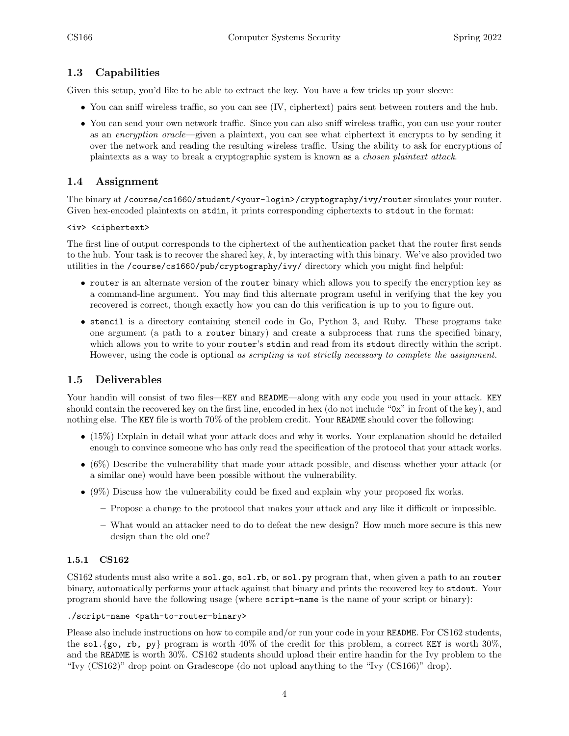## 1.3 Capabilities

Given this setup, you'd like to be able to extract the key. You have a few tricks up your sleeve:

- You can sniff wireless traffic, so you can see (IV, ciphertext) pairs sent between routers and the hub.
- You can send your own network traffic. Since you can also sniff wireless traffic, you can use your router as an *encryption oracle*—given a plaintext, you can see what ciphertext it encrypts to by sending it over the network and reading the resulting wireless traffic. Using the ability to ask for encryptions of plaintexts as a way to break a cryptographic system is known as a *chosen plaintext attack*.

## 1.4 Assignment

The binary at `/course/cs1660/student/<your-login>/cryptography/ivy/router` simulates your router. Given hex-encoded plaintexts on `stdin`, it prints corresponding ciphertexts to `stdout` in the format:

```
<iv> <ciphertext>
```

The first line of output corresponds to the ciphertext of the authentication packet that the router first sends to the hub. Your task is to recover the shared key, $k$, by interacting with this binary. We've also provided two utilities in the `/course/cs1660/pub/cryptography/ivy/` directory which you might find helpful:

- `router` is an alternate version of the `router` binary which allows you to specify the encryption key as a command-line argument. You may find this alternate program useful in verifying that the key you recovered is correct, though exactly how you can do this verification is up to you to figure out.
- `stencil` is a directory containing stencil code in Go, Python 3, and Ruby. These programs take one argument (a path to a `router` binary) and create a subprocess that runs the specified binary, which allows you to write to your `router`'s `stdin` and read from its `stdout` directly within the script. However, using the code is optional *as scripting is not strictly necessary to complete the assignment.*

## 1.5 Deliverables

Your handin will consist of two files—`KEY` and `README`—along with any code you used in your attack. `KEY` should contain the recovered key on the first line, encoded in hex (do not include "`0x`" in front of the key), and nothing else. The `KEY` file is worth 70% of the problem credit. Your `README` should cover the following:

- (15%) Explain in detail what your attack does and why it works. Your explanation should be detailed enough to convince someone who has only read the specification of the protocol that your attack works.
- (6%) Describe the vulnerability that made your attack possible, and discuss whether your attack (or a similar one) would have been possible without the vulnerability.
- (9%) Discuss how the vulnerability could be fixed and explain why your proposed fix works.
  - Propose a change to the protocol that makes your attack and any like it difficult or impossible.
  - What would an attacker need to do to defeat the new design? How much more secure is this new design than the old one?

### 1.5.1 CS162

CS162 students must also write a `sol.go`, `sol.rb`, or `sol.py` program that, when given a path to an `router` binary, automatically performs your attack against that binary and prints the recovered key to `stdout`. Your program should have the following usage (where `script-name` is the name of your script or binary):

```
./script-name <path-to-router-binary>
```

Please also include instructions on how to compile and/or run your code in your `README`. For CS162 students, the `sol.{go, rb, py}` program is worth 40% of the credit for this problem, a correct `KEY` is worth 30%, and the `README` is worth 30%. CS162 students should upload their entire handin for the Ivy problem to the "Ivy (CS162)" drop point on Gradescope (do not upload anything to the "Ivy (CS166)" drop).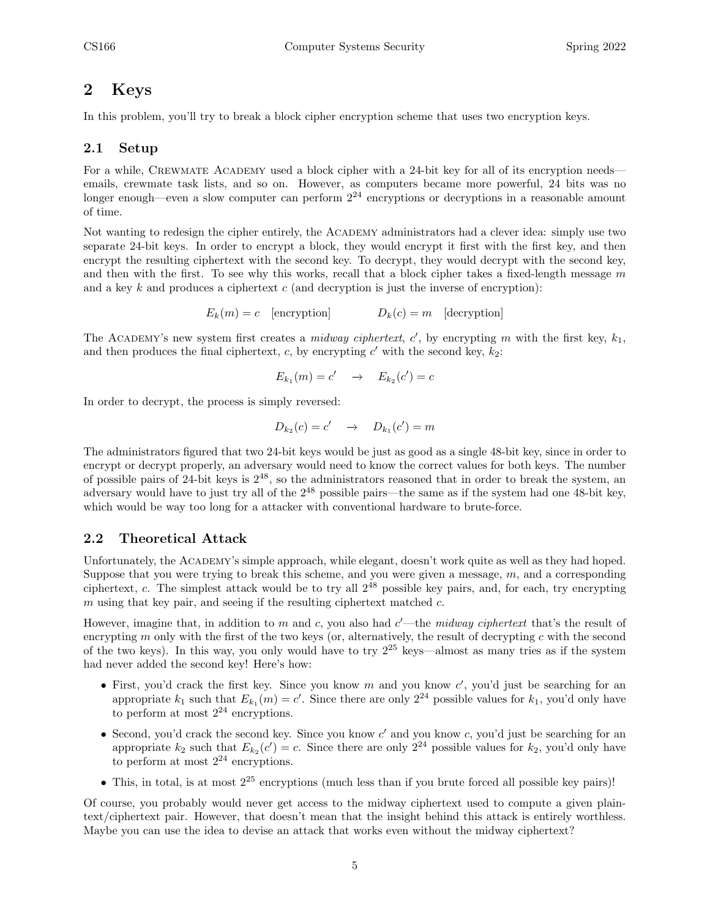# 2 Keys

In this problem, you'll try to break a block cipher encryption scheme that uses two encryption keys.

## 2.1 Setup

For a while, Crewmate Academy used a block cipher with a 24-bit key for all of its encryption needs—emails, crewmate task lists, and so on. However, as computers became more powerful, 24 bits was no longer enough—even a slow computer can perform $2^{24}$ encryptions or decryptions in a reasonable amount of time.

Not wanting to redesign the cipher entirely, the Academy administrators had a clever idea: simply use two separate 24-bit keys. In order to encrypt a block, they would encrypt it first with the first key, and then encrypt the resulting ciphertext with the second key. To decrypt, they would decrypt with the second key, and then with the first. To see why this works, recall that a block cipher takes a fixed-length message $m$ and a key $k$ and produces a ciphertext $c$ (and decryption is just the inverse of encryption):

$$E_k(m) = c \quad \text{[encryption]} \qquad\qquad D_k(c) = m \quad \text{[decryption]}$$

The Academy's new system first creates a *midway ciphertext*, $c'$, by encrypting $m$ with the first key, $k_1$, and then produces the final ciphertext, $c$, by encrypting $c'$ with the second key, $k_2$:

$$E_{k_1}(m) = c' \quad \rightarrow \quad E_{k_2}(c') = c$$

In order to decrypt, the process is simply reversed:

$$D_{k_2}(c) = c' \quad \rightarrow \quad D_{k_1}(c') = m$$

The administrators figured that two 24-bit keys would be just as good as a single 48-bit key, since in order to encrypt or decrypt properly, an adversary would need to know the correct values for both keys. The number of possible pairs of 24-bit keys is $2^{48}$, so the administrators reasoned that in order to break the system, an adversary would have to just try all of the $2^{48}$ possible pairs—the same as if the system had one 48-bit key, which would be way too long for a attacker with conventional hardware to brute-force.

## 2.2 Theoretical Attack

Unfortunately, the Academy's simple approach, while elegant, doesn't work quite as well as they had hoped. Suppose that you were trying to break this scheme, and you were given a message, $m$, and a corresponding ciphertext, $c$. The simplest attack would be to try all $2^{48}$ possible key pairs, and, for each, try encrypting $m$ using that key pair, and seeing if the resulting ciphertext matched $c$.

However, imagine that, in addition to $m$ and $c$, you also had $c'$—the *midway ciphertext* that's the result of encrypting $m$ only with the first of the two keys (or, alternatively, the result of decrypting $c$ with the second of the two keys). In this way, you only would have to try $2^{25}$ keys—almost as many tries as if the system had never added the second key! Here's how:

- First, you'd crack the first key. Since you know $m$ and you know $c'$, you'd just be searching for an appropriate $k_1$ such that $E_{k_1}(m) = c'$. Since there are only $2^{24}$ possible values for $k_1$, you'd only have to perform at most $2^{24}$ encryptions.
- Second, you'd crack the second key. Since you know $c'$ and you know $c$, you'd just be searching for an appropriate $k_2$ such that $E_{k_2}(c') = c$. Since there are only $2^{24}$ possible values for $k_2$, you'd only have to perform at most $2^{24}$ encryptions.
- This, in total, is at most $2^{25}$ encryptions (much less than if you brute forced all possible key pairs)!

Of course, you probably would never get access to the midway ciphertext used to compute a given plaintext/ciphertext pair. However, that doesn't mean that the insight behind this attack is entirely worthless. Maybe you can use the idea to devise an attack that works even without the midway ciphertext?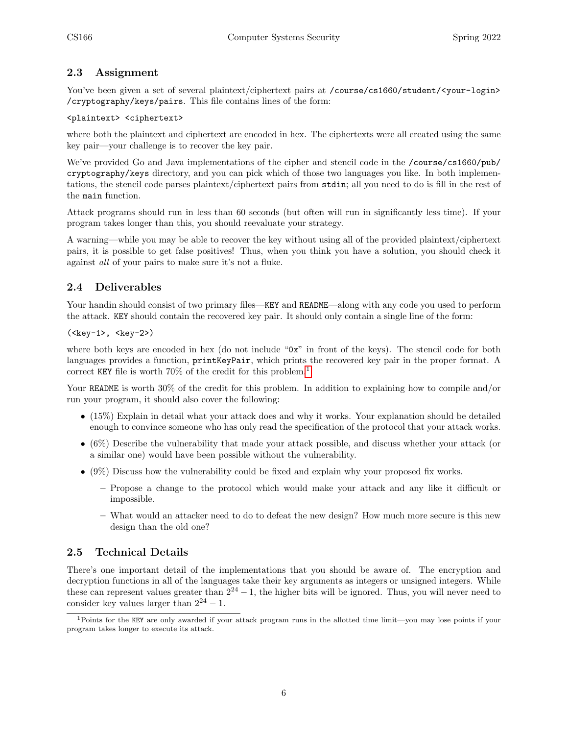## 2.3 Assignment

You've been given a set of several plaintext/ciphertext pairs at `/course/cs1660/student/<your-login>/cryptography/keys/pairs`. This file contains lines of the form:

```
<plaintext> <ciphertext>
```

where both the plaintext and ciphertext are encoded in hex. The ciphertexts were all created using the same key pair—your challenge is to recover the key pair.

We've provided Go and Java implementations of the cipher and stencil code in the `/course/cs1660/pub/cryptography/keys` directory, and you can pick which of those two languages you like. In both implementations, the stencil code parses plaintext/ciphertext pairs from `stdin`; all you need to do is fill in the rest of the `main` function.

Attack programs should run in less than 60 seconds (but often will run in significantly less time). If your program takes longer than this, you should reevaluate your strategy.

A warning—while you may be able to recover the key without using all of the provided plaintext/ciphertext pairs, it is possible to get false positives! Thus, when you think you have a solution, you should check it against *all* of your pairs to make sure it's not a fluke.

## 2.4 Deliverables

Your handin should consist of two primary files—`KEY` and `README`—along with any code you used to perform the attack. `KEY` should contain the recovered key pair. It should only contain a single line of the form:

```
(<key-1>, <key-2>)
```

where both keys are encoded in hex (do not include "0x" in front of the keys). The stencil code for both languages provides a function, `printKeyPair`, which prints the recovered key pair in the proper format. A correct `KEY` file is worth 70% of the credit for this problem.[1]

Your `README` is worth 30% of the credit for this problem. In addition to explaining how to compile and/or run your program, it should also cover the following:

- (15%) Explain in detail what your attack does and why it works. Your explanation should be detailed enough to convince someone who has only read the specification of the protocol that your attack works.
- (6%) Describe the vulnerability that made your attack possible, and discuss whether your attack (or a similar one) would have been possible without the vulnerability.
- (9%) Discuss how the vulnerability could be fixed and explain why your proposed fix works.
  - Propose a change to the protocol which would make your attack and any like it difficult or impossible.
  - What would an attacker need to do to defeat the new design? How much more secure is this new design than the old one?

## 2.5 Technical Details

There's one important detail of the implementations that you should be aware of. The encryption and decryption functions in all of the languages take their key arguments as integers or unsigned integers. While these can represent values greater than $2^{24} - 1$, the higher bits will be ignored. Thus, you will never need to consider key values larger than $2^{24} - 1$.

[1] Points for the `KEY` are only awarded if your attack program runs in the allotted time limit—you may lose points if your program takes longer to execute its attack.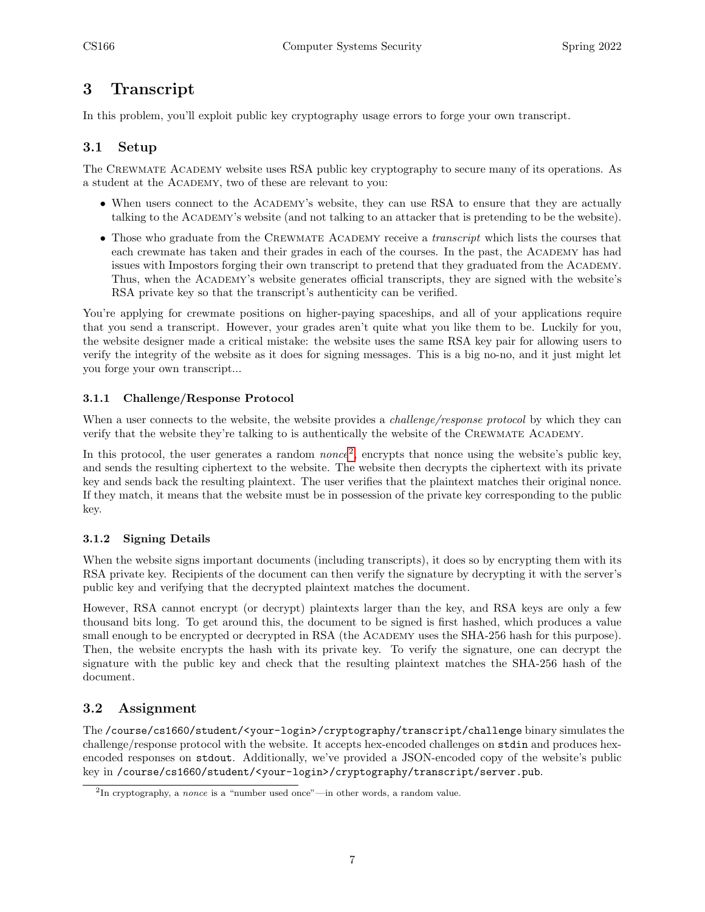# 3 Transcript

In this problem, you'll exploit public key cryptography usage errors to forge your own transcript.

## 3.1 Setup

The Crewmate Academy website uses RSA public key cryptography to secure many of its operations. As a student at the Academy, two of these are relevant to you:

- When users connect to the Academy's website, they can use RSA to ensure that they are actually talking to the Academy's website (and not talking to an attacker that is pretending to be the website).
- Those who graduate from the Crewmate Academy receive a *transcript* which lists the courses that each crewmate has taken and their grades in each of the courses. In the past, the Academy has had issues with Impostors forging their own transcript to pretend that they graduated from the Academy. Thus, when the Academy's website generates official transcripts, they are signed with the website's RSA private key so that the transcript's authenticity can be verified.

You're applying for crewmate positions on higher-paying spaceships, and all of your applications require that you send a transcript. However, your grades aren't quite what you like them to be. Luckily for you, the website designer made a critical mistake: the website uses the same RSA key pair for allowing users to verify the integrity of the website as it does for signing messages. This is a big no-no, and it just might let you forge your own transcript...

### 3.1.1 Challenge/Response Protocol

When a user connects to the website, the website provides a *challenge/response protocol* by which they can verify that the website they're talking to is authentically the website of the Crewmate Academy.

In this protocol, the user generates a random *nonce*[2], encrypts that nonce using the website's public key, and sends the resulting ciphertext to the website. The website then decrypts the ciphertext with its private key and sends back the resulting plaintext. The user verifies that the plaintext matches their original nonce. If they match, it means that the website must be in possession of the private key corresponding to the public key.

### 3.1.2 Signing Details

When the website signs important documents (including transcripts), it does so by encrypting them with its RSA private key. Recipients of the document can then verify the signature by decrypting it with the server's public key and verifying that the decrypted plaintext matches the document.

However, RSA cannot encrypt (or decrypt) plaintexts larger than the key, and RSA keys are only a few thousand bits long. To get around this, the document to be signed is first hashed, which produces a value small enough to be encrypted or decrypted in RSA (the Academy uses the SHA-256 hash for this purpose). Then, the website encrypts the hash with its private key. To verify the signature, one can decrypt the signature with the public key and check that the resulting plaintext matches the SHA-256 hash of the document.

## 3.2 Assignment

The `/course/cs1660/student/<your-login>/cryptography/transcript/challenge` binary simulates the challenge/response protocol with the website. It accepts hex-encoded challenges on `stdin` and produces hex-encoded responses on `stdout`. Additionally, we've provided a JSON-encoded copy of the website's public key in `/course/cs1660/student/<your-login>/cryptography/transcript/server.pub`.

[2] In cryptography, a *nonce* is a "number used once"—in other words, a random value.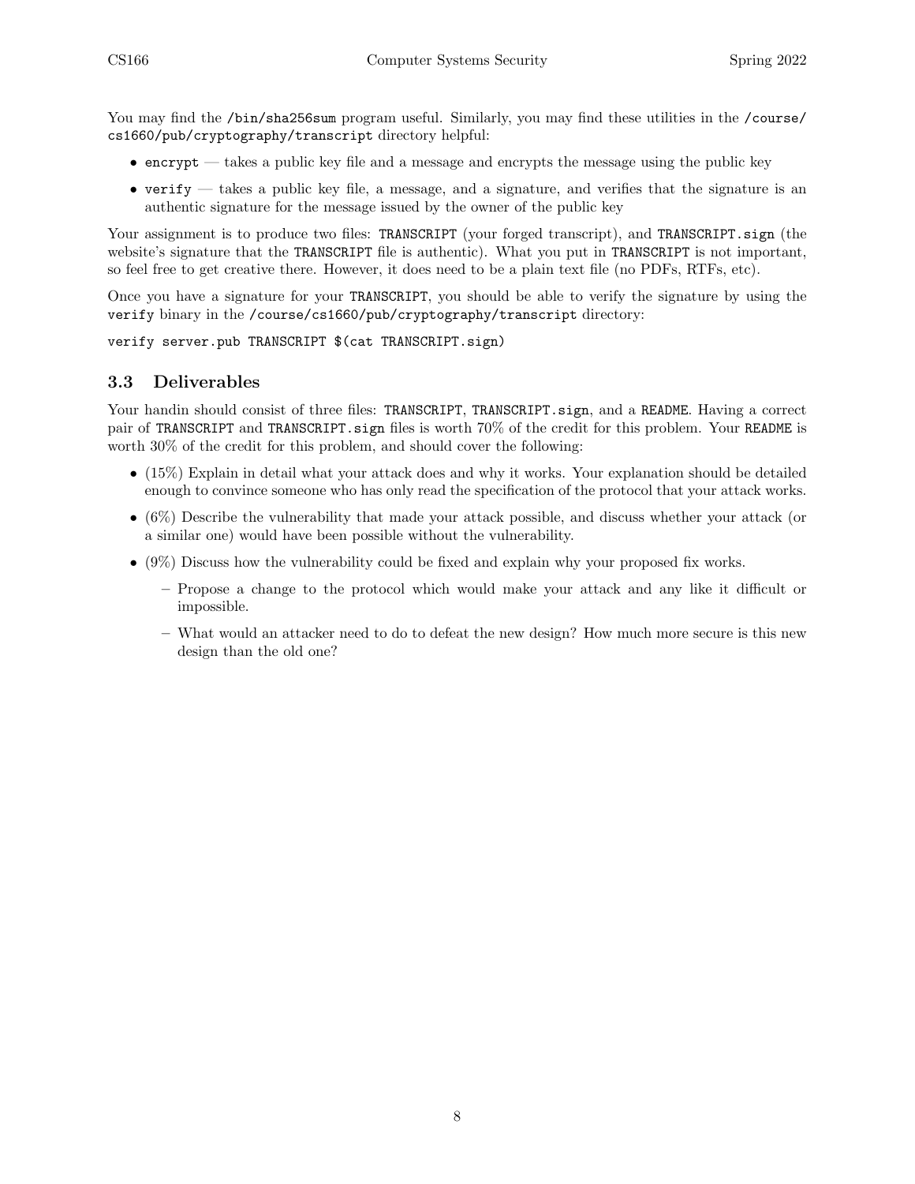You may find the `/bin/sha256sum` program useful. Similarly, you may find these utilities in the `/course/cs1660/pub/cryptography/transcript` directory helpful:

- `encrypt` — takes a public key file and a message and encrypts the message using the public key
- `verify` — takes a public key file, a message, and a signature, and verifies that the signature is an authentic signature for the message issued by the owner of the public key

Your assignment is to produce two files: `TRANSCRIPT` (your forged transcript), and `TRANSCRIPT.sign` (the website's signature that the `TRANSCRIPT` file is authentic). What you put in `TRANSCRIPT` is not important, so feel free to get creative there. However, it does need to be a plain text file (no PDFs, RTFs, etc).

Once you have a signature for your `TRANSCRIPT`, you should be able to verify the signature by using the `verify` binary in the `/course/cs1660/pub/cryptography/transcript` directory:

```
verify server.pub TRANSCRIPT $(cat TRANSCRIPT.sign)
```

### 3.3 Deliverables

Your handin should consist of three files: `TRANSCRIPT`, `TRANSCRIPT.sign`, and a `README`. Having a correct pair of `TRANSCRIPT` and `TRANSCRIPT.sign` files is worth 70% of the credit for this problem. Your `README` is worth 30% of the credit for this problem, and should cover the following:

- (15%) Explain in detail what your attack does and why it works. Your explanation should be detailed enough to convince someone who has only read the specification of the protocol that your attack works.
- (6%) Describe the vulnerability that made your attack possible, and discuss whether your attack (or a similar one) would have been possible without the vulnerability.
- (9%) Discuss how the vulnerability could be fixed and explain why your proposed fix works.
  - Propose a change to the protocol which would make your attack and any like it difficult or impossible.
  - What would an attacker need to do to defeat the new design? How much more secure is this new design than the old one?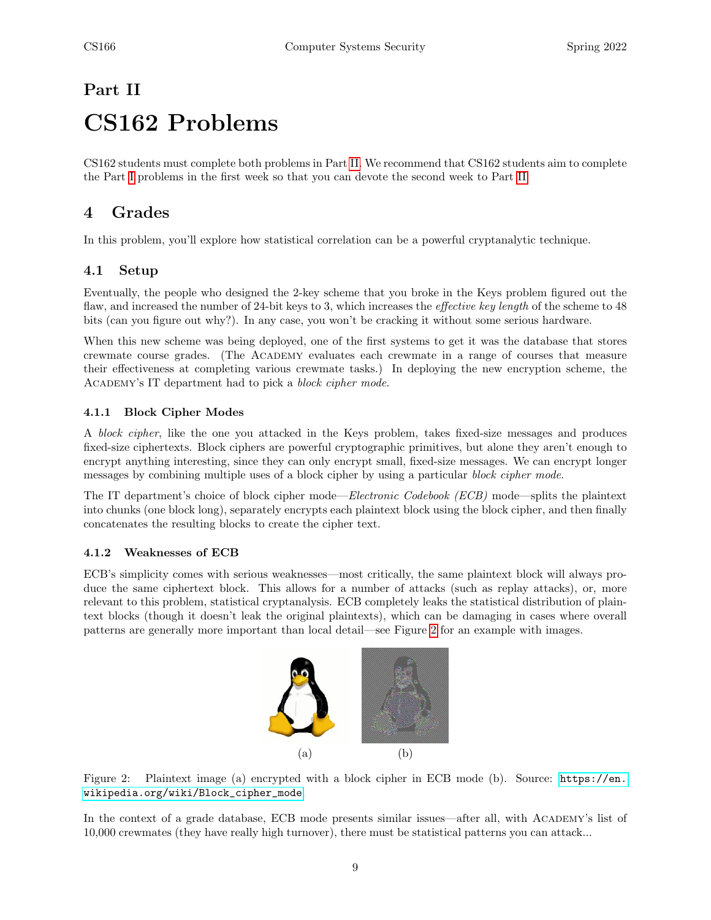# Part II

# CS162 Problems

CS162 students must complete both problems in Part II. We recommend that CS162 students aim to complete the Part I problems in the first week so that you can devote the second week to Part II.

## 4 Grades

In this problem, you'll explore how statistical correlation can be a powerful cryptanalytic technique.

### 4.1 Setup

Eventually, the people who designed the 2-key scheme that you broke in the Keys problem figured out the flaw, and increased the number of 24-bit keys to 3, which increases the *effective key length* of the scheme to 48 bits (can you figure out why?). In any case, you won't be cracking it without some serious hardware.

When this new scheme was being deployed, one of the first systems to get it was the database that stores crewmate course grades. (The Academy evaluates each crewmate in a range of courses that measure their effectiveness at completing various crewmate tasks.) In deploying the new encryption scheme, the Academy's IT department had to pick a *block cipher mode*.

#### 4.1.1 Block Cipher Modes

A *block cipher*, like the one you attacked in the Keys problem, takes fixed-size messages and produces fixed-size ciphertexts. Block ciphers are powerful cryptographic primitives, but alone they aren't enough to encrypt anything interesting, since they can only encrypt small, fixed-size messages. We can encrypt longer messages by combining multiple uses of a block cipher by using a particular *block cipher mode*.

The IT department's choice of block cipher mode—*Electronic Codebook (ECB)* mode—splits the plaintext into chunks (one block long), separately encrypts each plaintext block using the block cipher, and then finally concatenates the resulting blocks to create the cipher text.

#### 4.1.2 Weaknesses of ECB

ECB's simplicity comes with serious weaknesses—most critically, the same plaintext block will always produce the same ciphertext block. This allows for a number of attacks (such as replay attacks), or, more relevant to this problem, statistical cryptanalysis. ECB completely leaks the statistical distribution of plaintext blocks (though it doesn't leak the original plaintexts), which can be damaging in cases where overall patterns are generally more important than local detail—see Figure 2 for an example with images.

(a) (b)

Figure 2: Plaintext image (a) encrypted with a block cipher in ECB mode (b). Source: https://en.wikipedia.org/wiki/Block_cipher_mode

In the context of a grade database, ECB mode presents similar issues—after all, with Academy's list of 10,000 crewmates (they have really high turnover), there must be statistical patterns you can attack...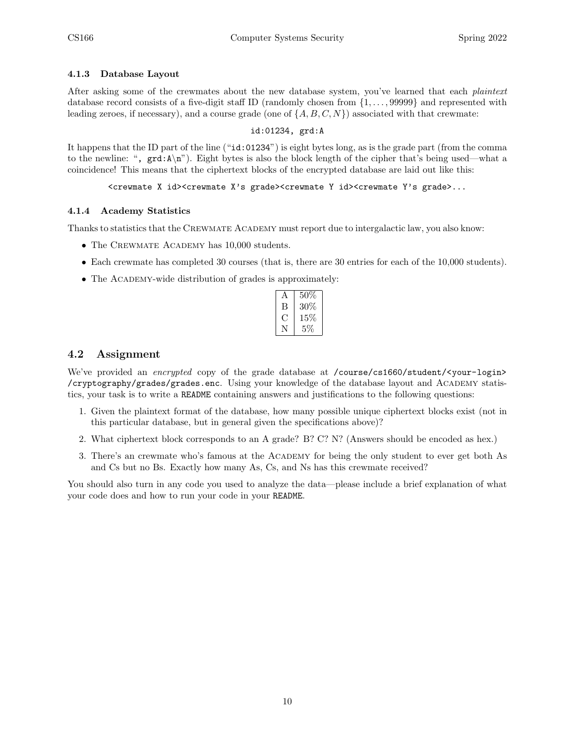### 4.1.3 Database Layout

After asking some of the crewmates about the new database system, you've learned that each *plaintext* database record consists of a five-digit staff ID (randomly chosen from $\{1, \ldots, 99999\}$ and represented with leading zeroes, if necessary), and a course grade (one of $\{A, B, C, N\}$) associated with that crewmate:

```
id:01234, grd:A
```

It happens that the ID part of the line ("`id:01234`") is eight bytes long, as is the grade part (from the comma to the newline: "`, grd:A\n`"). Eight bytes is also the block length of the cipher that's being used—what a coincidence! This means that the ciphertext blocks of the encrypted database are laid out like this:

```
<crewmate X id><crewmate X's grade><crewmate Y id><crewmate Y's grade>...
```

### 4.1.4 Academy Statistics

Thanks to statistics that the Crewmate Academy must report due to intergalactic law, you also know:

- The Crewmate Academy has 10,000 students.
- Each crewmate has completed 30 courses (that is, there are 30 entries for each of the 10,000 students).
- The Academy-wide distribution of grades is approximately:

| | |
|---|---|
| A | 50% |
| B | 30% |
| C | 15% |
| N | 5% |

## 4.2 Assignment

We've provided an *encrypted* copy of the grade database at `/course/cs1660/student/<your-login>/cryptography/grades/grades.enc`. Using your knowledge of the database layout and Academy statistics, your task is to write a `README` containing answers and justifications to the following questions:

1. Given the plaintext format of the database, how many possible unique ciphertext blocks exist (not in this particular database, but in general given the specifications above)?
2. What ciphertext block corresponds to an A grade? B? C? N? (Answers should be encoded as hex.)
3. There's an crewmate who's famous at the Academy for being the only student to ever get both As and Cs but no Bs. Exactly how many As, Cs, and Ns has this crewmate received?

You should also turn in any code you used to analyze the data—please include a brief explanation of what your code does and how to run your code in your `README`.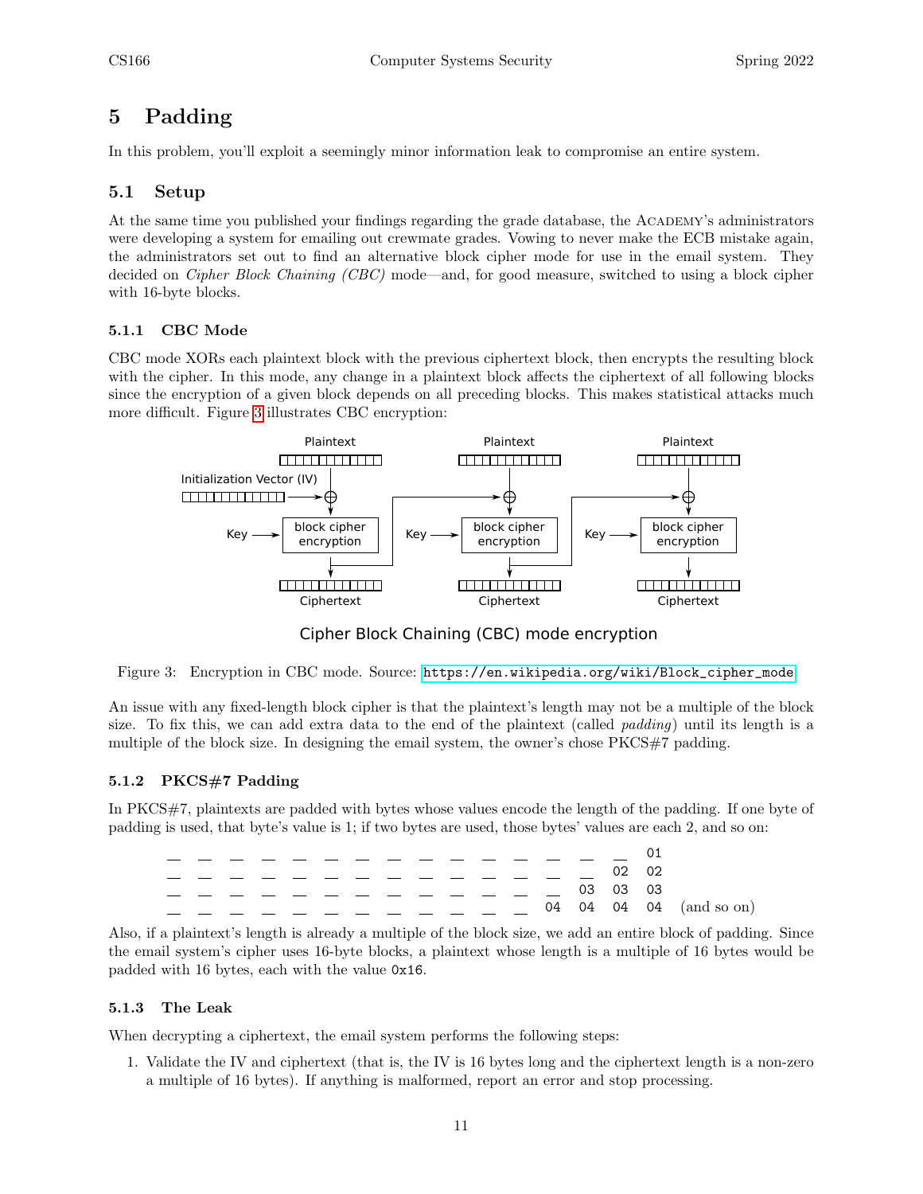## 5 Padding

In this problem, you'll exploit a seemingly minor information leak to compromise an entire system.

### 5.1 Setup

At the same time you published your findings regarding the grade database, the ACADEMY's administrators were developing a system for emailing out crewmate grades. Vowing to never make the ECB mistake again, the administrators set out to find an alternative block cipher mode for use in the email system. They decided on *Cipher Block Chaining (CBC)* mode—and, for good measure, switched to using a block cipher with 16-byte blocks.

#### 5.1.1 CBC Mode

CBC mode XORs each plaintext block with the previous ciphertext block, then encrypts the resulting block with the cipher. In this mode, any change in a plaintext block affects the ciphertext of all following blocks since the encryption of a given block depends on all preceding blocks. This makes statistical attacks much more difficult. Figure 3 illustrates CBC encryption:

Cipher Block Chaining (CBC) mode encryption

Figure 3: Encryption in CBC mode. Source: https://en.wikipedia.org/wiki/Block_cipher_mode

An issue with any fixed-length block cipher is that the plaintext's length may not be a multiple of the block size. To fix this, we can add extra data to the end of the plaintext (called *padding*) until its length is a multiple of the block size. In designing the email system, the owner's chose PKCS#7 padding.

#### 5.1.2 PKCS#7 Padding

In PKCS#7, plaintexts are padded with bytes whose values encode the length of the padding. If one byte of padding is used, that byte's value is 1; if two bytes are used, those bytes' values are each 2, and so on:

```
__ __ __ __ __ __ __ __ __ __ __ __ __ __ __ 01
__ __ __ __ __ __ __ __ __ __ __ __ __ __ 02 02
__ __ __ __ __ __ __ __ __ __ __ __ __ 03 03 03
__ __ __ __ __ __ __ __ __ __ __ __ 04 04 04 04   (and so on)
```

Also, if a plaintext's length is already a multiple of the block size, we add an entire block of padding. Since the email system's cipher uses 16-byte blocks, a plaintext whose length is a multiple of 16 bytes would be padded with 16 bytes, each with the value `0x16`.

#### 5.1.3 The Leak

When decrypting a ciphertext, the email system performs the following steps:

1. Validate the IV and ciphertext (that is, the IV is 16 bytes long and the ciphertext length is a non-zero a multiple of 16 bytes). If anything is malformed, report an error and stop processing.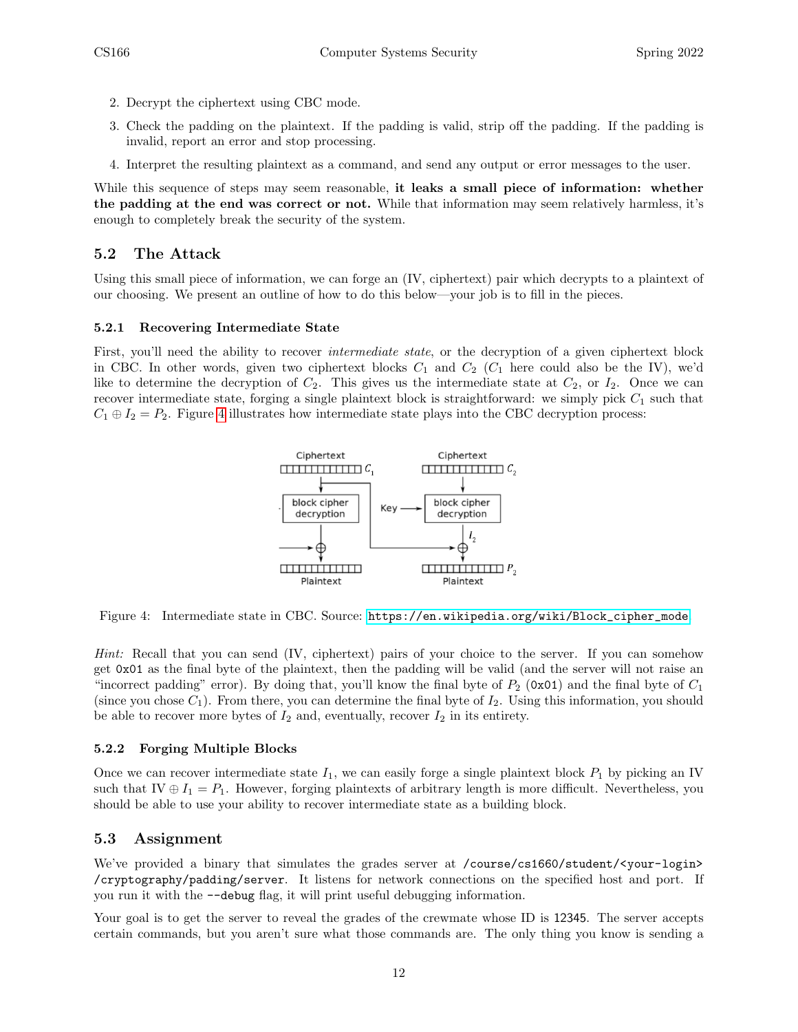2. Decrypt the ciphertext using CBC mode.
3. Check the padding on the plaintext. If the padding is valid, strip off the padding. If the padding is invalid, report an error and stop processing.
4. Interpret the resulting plaintext as a command, and send any output or error messages to the user.

While this sequence of steps may seem reasonable, **it leaks a small piece of information: whether the padding at the end was correct or not.** While that information may seem relatively harmless, it's enough to completely break the security of the system.

## 5.2 The Attack

Using this small piece of information, we can forge an (IV, ciphertext) pair which decrypts to a plaintext of our choosing. We present an outline of how to do this below—your job is to fill in the pieces.

### 5.2.1 Recovering Intermediate State

First, you'll need the ability to recover *intermediate state*, or the decryption of a given ciphertext block in CBC. In other words, given two ciphertext blocks $C_1$ and $C_2$ ($C_1$ here could also be the IV), we'd like to determine the decryption of $C_2$. This gives us the intermediate state at $C_2$, or $I_2$. Once we can recover intermediate state, forging a single plaintext block is straightforward: we simply pick $C_1$ such that $C_1 \oplus I_2 = P_2$. Figure 4 illustrates how intermediate state plays into the CBC decryption process:

Figure 4: Intermediate state in CBC. Source: https://en.wikipedia.org/wiki/Block_cipher_mode

*Hint:* Recall that you can send (IV, ciphertext) pairs of your choice to the server. If you can somehow get `0x01` as the final byte of the plaintext, then the padding will be valid (and the server will not raise an "incorrect padding" error). By doing that, you'll know the final byte of $P_2$ (`0x01`) and the final byte of $C_1$ (since you chose $C_1$). From there, you can determine the final byte of $I_2$. Using this information, you should be able to recover more bytes of $I_2$ and, eventually, recover $I_2$ in its entirety.

### 5.2.2 Forging Multiple Blocks

Once we can recover intermediate state $I_1$, we can easily forge a single plaintext block $P_1$ by picking an IV such that $\text{IV} \oplus I_1 = P_1$. However, forging plaintexts of arbitrary length is more difficult. Nevertheless, you should be able to use your ability to recover intermediate state as a building block.

## 5.3 Assignment

We've provided a binary that simulates the grades server at `/course/cs1660/student/<your-login>/cryptography/padding/server`. It listens for network connections on the specified host and port. If you run it with the `--debug` flag, it will print useful debugging information.

Your goal is to get the server to reveal the grades of the crewmate whose ID is `12345`. The server accepts certain commands, but you aren't sure what those commands are. The only thing you know is sending a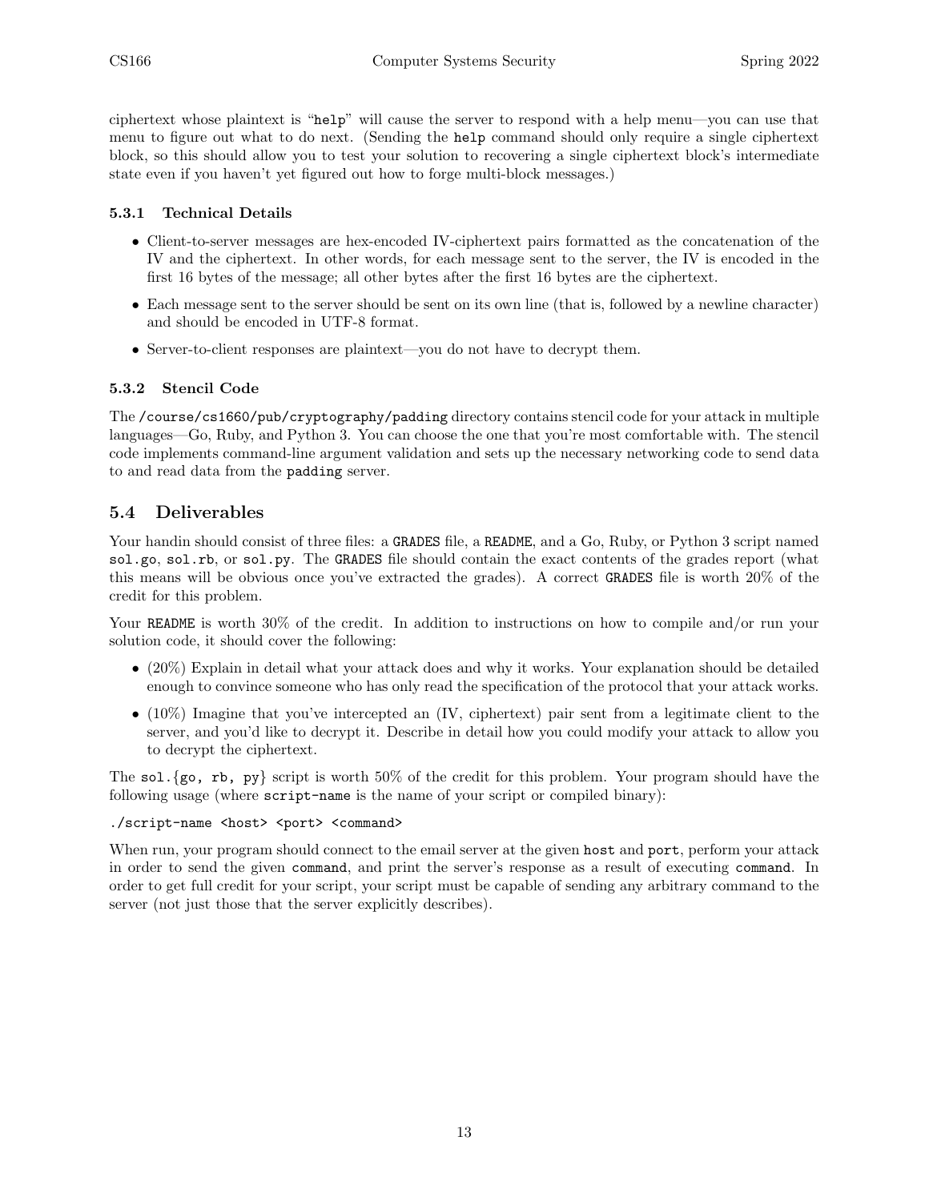ciphertext whose plaintext is "`help`" will cause the server to respond with a help menu—you can use that menu to figure out what to do next. (Sending the `help` command should only require a single ciphertext block, so this should allow you to test your solution to recovering a single ciphertext block's intermediate state even if you haven't yet figured out how to forge multi-block messages.)

### 5.3.1 Technical Details

- Client-to-server messages are hex-encoded IV-ciphertext pairs formatted as the concatenation of the IV and the ciphertext. In other words, for each message sent to the server, the IV is encoded in the first 16 bytes of the message; all other bytes after the first 16 bytes are the ciphertext.
- Each message sent to the server should be sent on its own line (that is, followed by a newline character) and should be encoded in UTF-8 format.
- Server-to-client responses are plaintext—you do not have to decrypt them.

### 5.3.2 Stencil Code

The `/course/cs1660/pub/cryptography/padding` directory contains stencil code for your attack in multiple languages—Go, Ruby, and Python 3. You can choose the one that you're most comfortable with. The stencil code implements command-line argument validation and sets up the necessary networking code to send data to and read data from the `padding` server.

## 5.4 Deliverables

Your handin should consist of three files: a `GRADES` file, a `README`, and a Go, Ruby, or Python 3 script named `sol.go`, `sol.rb`, or `sol.py`. The `GRADES` file should contain the exact contents of the grades report (what this means will be obvious once you've extracted the grades). A correct `GRADES` file is worth 20% of the credit for this problem.

Your `README` is worth 30% of the credit. In addition to instructions on how to compile and/or run your solution code, it should cover the following:

- (20%) Explain in detail what your attack does and why it works. Your explanation should be detailed enough to convince someone who has only read the specification of the protocol that your attack works.
- (10%) Imagine that you've intercepted an (IV, ciphertext) pair sent from a legitimate client to the server, and you'd like to decrypt it. Describe in detail how you could modify your attack to allow you to decrypt the ciphertext.

The `sol.{go, rb, py}` script is worth 50% of the credit for this problem. Your program should have the following usage (where `script-name` is the name of your script or compiled binary):

```
./script-name <host> <port> <command>
```

When run, your program should connect to the email server at the given `host` and `port`, perform your attack in order to send the given `command`, and print the server's response as a result of executing `command`. In order to get full credit for your script, your script must be capable of sending any arbitrary command to the server (not just those that the server explicitly describes).